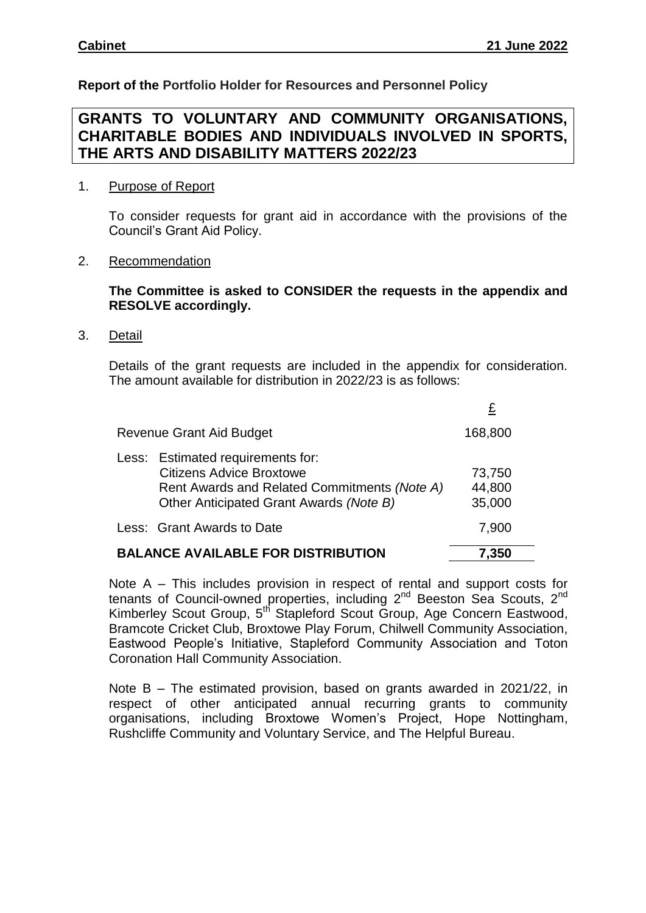**Report of the Portfolio Holder for Resources and Personnel Policy**

# GRANTS TO VOLUNTARY AND COMMUNITY ORGANISATIONS, CHARITABLE BODIES AND INDIVIDUALS INVOLVED IN SPORTS, THE ARTS AND DISABILITY MATTERS 2022/23

1. Purpose of Report

   To consider requests for grant aid in accordance with the provisions of the Council's Grant Aid Policy.

2. Recommendation

   **The Committee is asked to CONSIDER the requests in the appendix and RESOLVE accordingly.**

3. Detail

   Details of the grant requests are included in the appendix for consideration. The amount available for distribution in 2022/23 is as follows:

| | £ |
|---|---|
| Revenue Grant Aid Budget | 168,800 |
| Less: Estimated requirements for: | |
| Citizens Advice Broxtowe | 73,750 |
| Rent Awards and Related Commitments *(Note A)* | 44,800 |
| Other Anticipated Grant Awards *(Note B)* | 35,000 |
| Less: Grant Awards to Date | 7,900 |
| **BALANCE AVAILABLE FOR DISTRIBUTION** | **7,350** |

Note A – This includes provision in respect of rental and support costs for tenants of Council-owned properties, including 2nd Beeston Sea Scouts, 2nd Kimberley Scout Group, 5th Stapleford Scout Group, Age Concern Eastwood, Bramcote Cricket Club, Broxtowe Play Forum, Chilwell Community Association, Eastwood People's Initiative, Stapleford Community Association and Toton Coronation Hall Community Association.

Note B – The estimated provision, based on grants awarded in 2021/22, in respect of other anticipated annual recurring grants to community organisations, including Broxtowe Women's Project, Hope Nottingham, Rushcliffe Community and Voluntary Service, and The Helpful Bureau.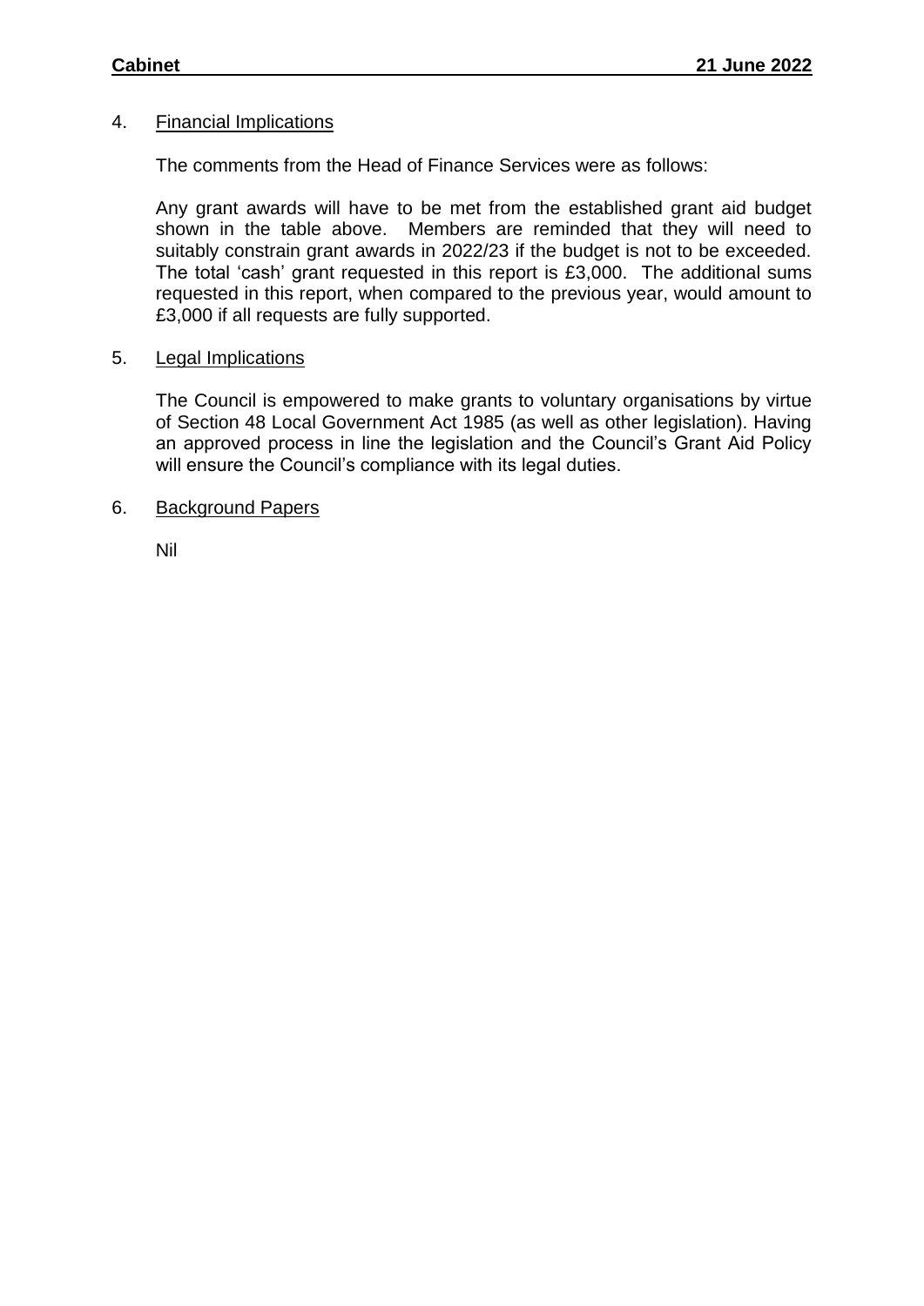## 4. Financial Implications

The comments from the Head of Finance Services were as follows:

Any grant awards will have to be met from the established grant aid budget shown in the table above. Members are reminded that they will need to suitably constrain grant awards in 2022/23 if the budget is not to be exceeded. The total 'cash' grant requested in this report is £3,000. The additional sums requested in this report, when compared to the previous year, would amount to £3,000 if all requests are fully supported.

## 5. Legal Implications

The Council is empowered to make grants to voluntary organisations by virtue of Section 48 Local Government Act 1985 (as well as other legislation). Having an approved process in line the legislation and the Council's Grant Aid Policy will ensure the Council's compliance with its legal duties.

## 6. Background Papers

Nil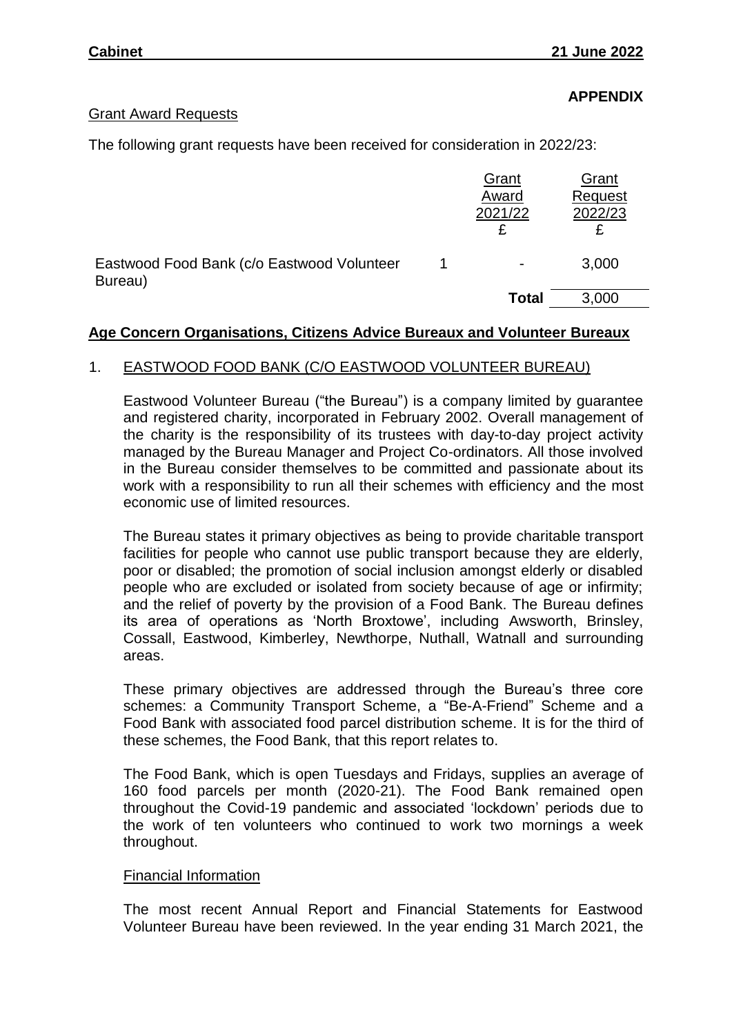**APPENDIX**

Grant Award Requests

The following grant requests have been received for consideration in 2022/23:

| | | Grant Award 2021/22 £ | Grant Request 2022/23 £ |
|---|---|---|---|
| Eastwood Food Bank (c/o Eastwood Volunteer Bureau) | 1 | - | 3,000 |
| | | **Total** | 3,000 |

**Age Concern Organisations, Citizens Advice Bureaux and Volunteer Bureaux**

1. EASTWOOD FOOD BANK (C/O EASTWOOD VOLUNTEER BUREAU)

Eastwood Volunteer Bureau ("the Bureau") is a company limited by guarantee and registered charity, incorporated in February 2002. Overall management of the charity is the responsibility of its trustees with day-to-day project activity managed by the Bureau Manager and Project Co-ordinators. All those involved in the Bureau consider themselves to be committed and passionate about its work with a responsibility to run all their schemes with efficiency and the most economic use of limited resources.

The Bureau states it primary objectives as being to provide charitable transport facilities for people who cannot use public transport because they are elderly, poor or disabled; the promotion of social inclusion amongst elderly or disabled people who are excluded or isolated from society because of age or infirmity; and the relief of poverty by the provision of a Food Bank. The Bureau defines its area of operations as 'North Broxtowe', including Awsworth, Brinsley, Cossall, Eastwood, Kimberley, Newthorpe, Nuthall, Watnall and surrounding areas.

These primary objectives are addressed through the Bureau's three core schemes: a Community Transport Scheme, a "Be-A-Friend" Scheme and a Food Bank with associated food parcel distribution scheme. It is for the third of these schemes, the Food Bank, that this report relates to.

The Food Bank, which is open Tuesdays and Fridays, supplies an average of 160 food parcels per month (2020-21). The Food Bank remained open throughout the Covid-19 pandemic and associated 'lockdown' periods due to the work of ten volunteers who continued to work two mornings a week throughout.

Financial Information

The most recent Annual Report and Financial Statements for Eastwood Volunteer Bureau have been reviewed. In the year ending 31 March 2021, the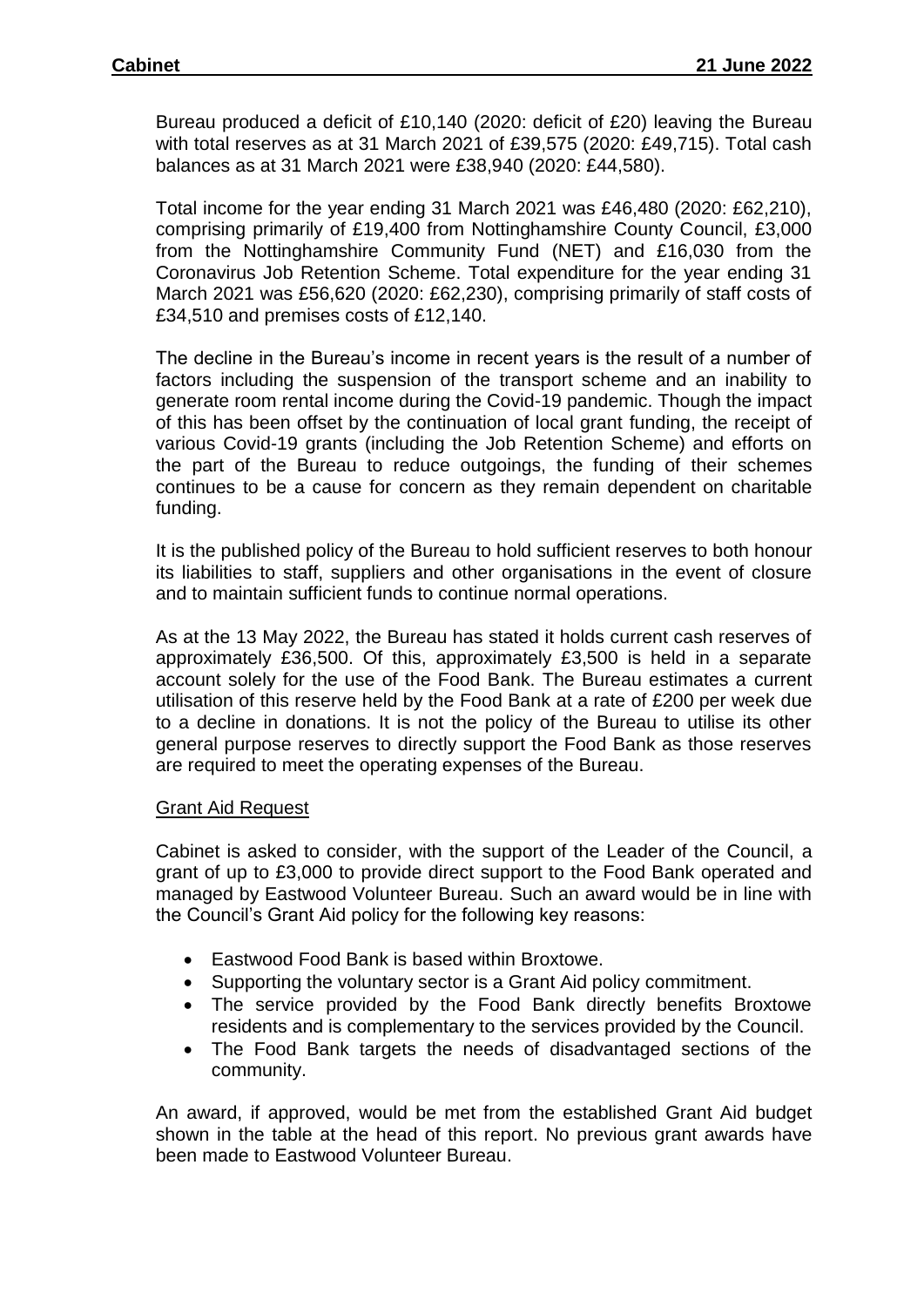Bureau produced a deficit of £10,140 (2020: deficit of £20) leaving the Bureau with total reserves as at 31 March 2021 of £39,575 (2020: £49,715). Total cash balances as at 31 March 2021 were £38,940 (2020: £44,580).

Total income for the year ending 31 March 2021 was £46,480 (2020: £62,210), comprising primarily of £19,400 from Nottinghamshire County Council, £3,000 from the Nottinghamshire Community Fund (NET) and £16,030 from the Coronavirus Job Retention Scheme. Total expenditure for the year ending 31 March 2021 was £56,620 (2020: £62,230), comprising primarily of staff costs of £34,510 and premises costs of £12,140.

The decline in the Bureau's income in recent years is the result of a number of factors including the suspension of the transport scheme and an inability to generate room rental income during the Covid-19 pandemic. Though the impact of this has been offset by the continuation of local grant funding, the receipt of various Covid-19 grants (including the Job Retention Scheme) and efforts on the part of the Bureau to reduce outgoings, the funding of their schemes continues to be a cause for concern as they remain dependent on charitable funding.

It is the published policy of the Bureau to hold sufficient reserves to both honour its liabilities to staff, suppliers and other organisations in the event of closure and to maintain sufficient funds to continue normal operations.

As at the 13 May 2022, the Bureau has stated it holds current cash reserves of approximately £36,500. Of this, approximately £3,500 is held in a separate account solely for the use of the Food Bank. The Bureau estimates a current utilisation of this reserve held by the Food Bank at a rate of £200 per week due to a decline in donations. It is not the policy of the Bureau to utilise its other general purpose reserves to directly support the Food Bank as those reserves are required to meet the operating expenses of the Bureau.

Grant Aid Request

Cabinet is asked to consider, with the support of the Leader of the Council, a grant of up to £3,000 to provide direct support to the Food Bank operated and managed by Eastwood Volunteer Bureau. Such an award would be in line with the Council's Grant Aid policy for the following key reasons:

- Eastwood Food Bank is based within Broxtowe.
- Supporting the voluntary sector is a Grant Aid policy commitment.
- The service provided by the Food Bank directly benefits Broxtowe residents and is complementary to the services provided by the Council.
- The Food Bank targets the needs of disadvantaged sections of the community.

An award, if approved, would be met from the established Grant Aid budget shown in the table at the head of this report. No previous grant awards have been made to Eastwood Volunteer Bureau.